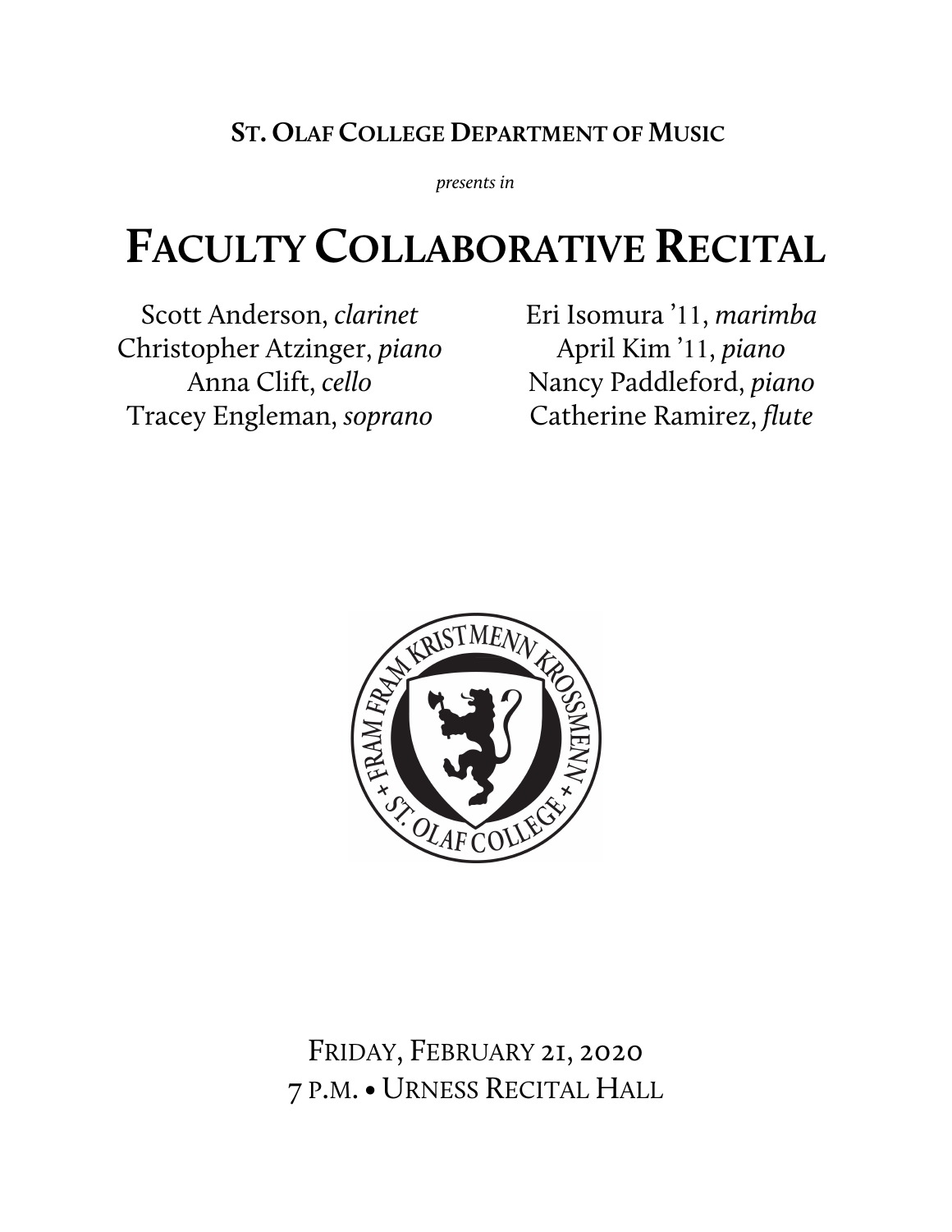**St. Olaf College Department of Music**

*presents in*

# Faculty Collaborative Recital

Scott Anderson, *clarinet*
Christopher Atzinger, *piano*
Anna Clift, *cello*
Tracey Engleman, *soprano*
Eri Isomura '11, *marimba*
April Kim '11, *piano*
Nancy Paddleford, *piano*
Catherine Ramirez, *flute*

Friday, February 21, 2020
7 p.m. • Urness Recital Hall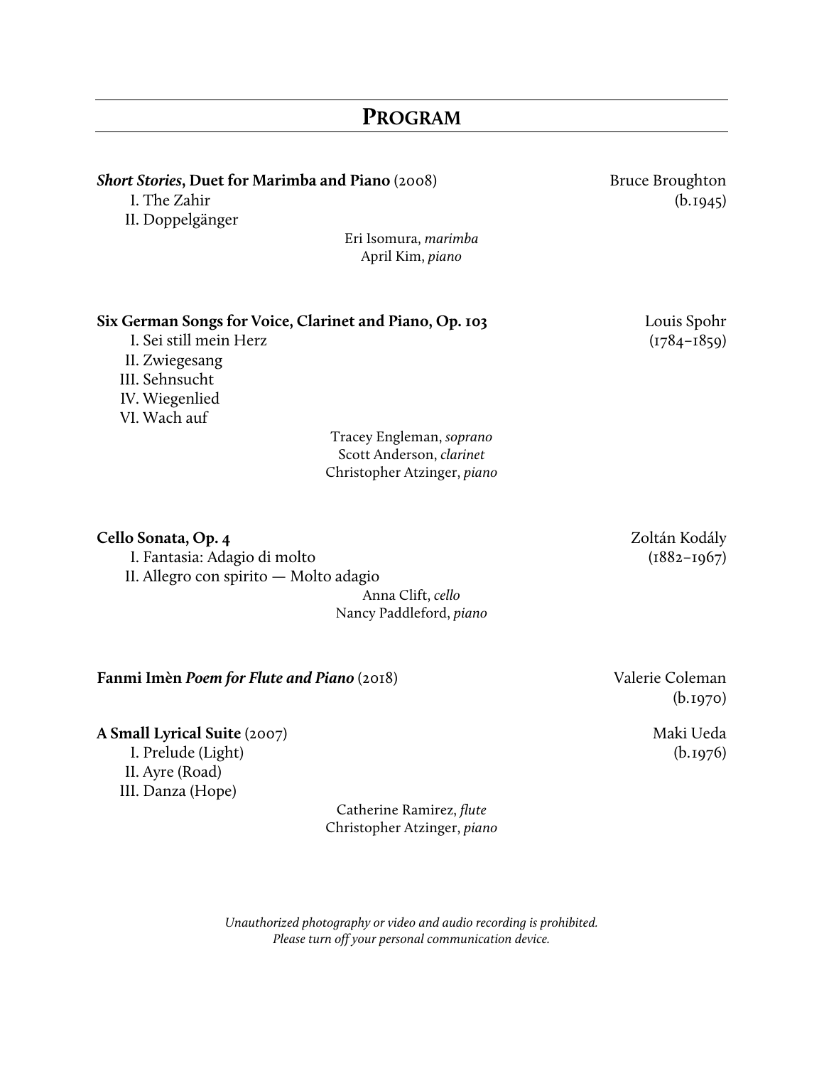# Program

***Short Stories*, Duet for Marimba and Piano** (2008) — Bruce Broughton (b.1945)

I. The Zahir
II. Doppelgänger

Eri Isomura, *marimba*
April Kim, *piano*

**Six German Songs for Voice, Clarinet and Piano, Op. 103** — Louis Spohr (1784–1859)

I. Sei still mein Herz
II. Zwiegesang
III. Sehnsucht
IV. Wiegenlied
VI. Wach auf

Tracey Engleman, *soprano*
Scott Anderson, *clarinet*
Christopher Atzinger, *piano*

**Cello Sonata, Op. 4** — Zoltán Kodály (1882–1967)

I. Fantasia: Adagio di molto
II. Allegro con spirito — Molto adagio

Anna Clift, *cello*
Nancy Paddleford, *piano*

**Fanmi Imèn *Poem for Flute and Piano*** (2018) — Valerie Coleman (b.1970)

**A Small Lyrical Suite** (2007) — Maki Ueda (b.1976)

I. Prelude (Light)
II. Ayre (Road)
III. Danza (Hope)

Catherine Ramirez, *flute*
Christopher Atzinger, *piano*

*Unauthorized photography or video and audio recording is prohibited.*
*Please turn off your personal communication device.*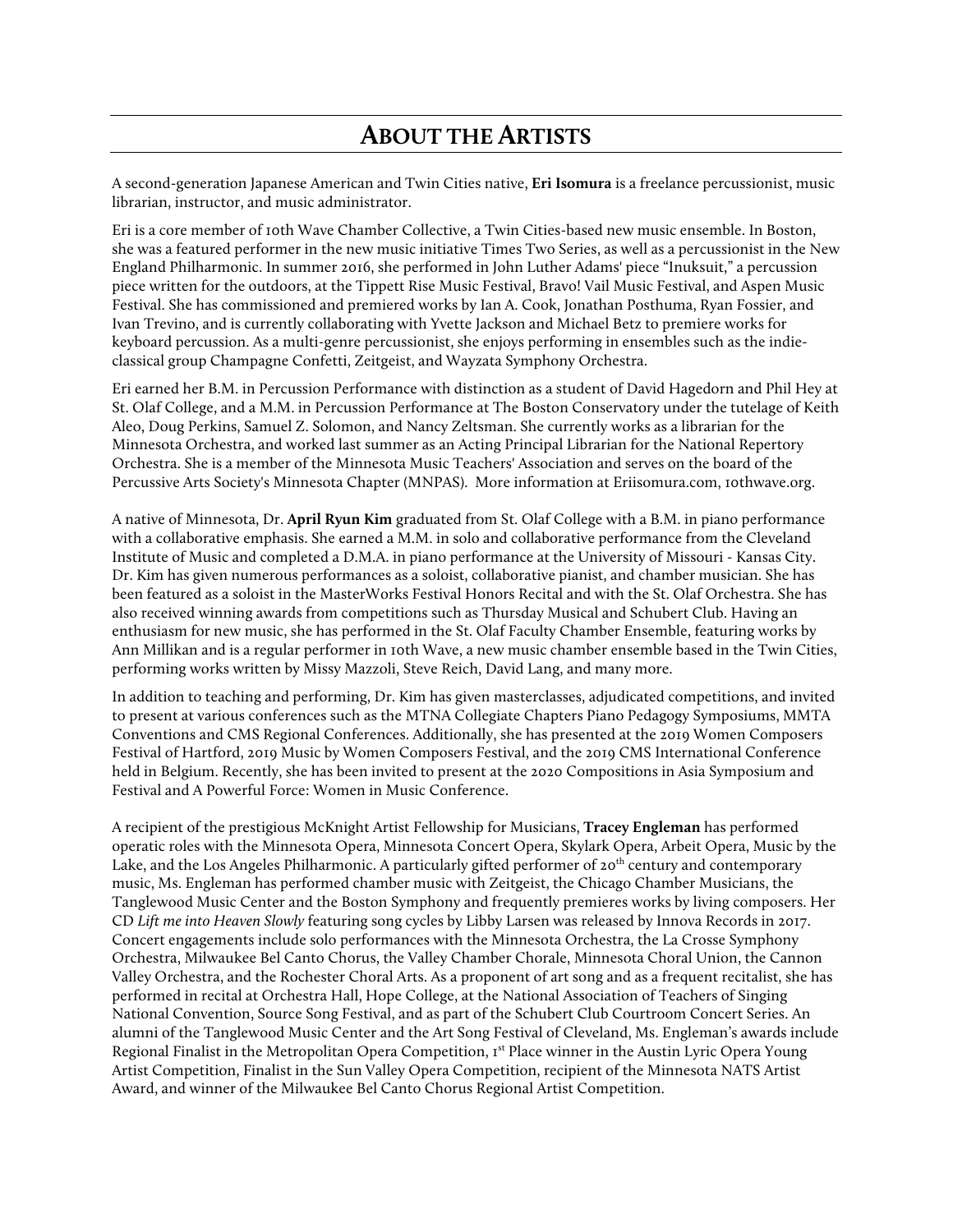# About the Artists

A second-generation Japanese American and Twin Cities native, **Eri Isomura** is a freelance percussionist, music librarian, instructor, and music administrator.

Eri is a core member of 10th Wave Chamber Collective, a Twin Cities-based new music ensemble. In Boston, she was a featured performer in the new music initiative Times Two Series, as well as a percussionist in the New England Philharmonic. In summer 2016, she performed in John Luther Adams' piece "Inuksuit," a percussion piece written for the outdoors, at the Tippett Rise Music Festival, Bravo! Vail Music Festival, and Aspen Music Festival. She has commissioned and premiered works by Ian A. Cook, Jonathan Posthuma, Ryan Fossier, and Ivan Trevino, and is currently collaborating with Yvette Jackson and Michael Betz to premiere works for keyboard percussion. As a multi-genre percussionist, she enjoys performing in ensembles such as the indie-classical group Champagne Confetti, Zeitgeist, and Wayzata Symphony Orchestra.

Eri earned her B.M. in Percussion Performance with distinction as a student of David Hagedorn and Phil Hey at St. Olaf College, and a M.M. in Percussion Performance at The Boston Conservatory under the tutelage of Keith Aleo, Doug Perkins, Samuel Z. Solomon, and Nancy Zeltsman. She currently works as a librarian for the Minnesota Orchestra, and worked last summer as an Acting Principal Librarian for the National Repertory Orchestra. She is a member of the Minnesota Music Teachers' Association and serves on the board of the Percussive Arts Society's Minnesota Chapter (MNPAS). More information at Eriisomura.com, 10thwave.org.

A native of Minnesota, Dr. **April Ryun Kim** graduated from St. Olaf College with a B.M. in piano performance with a collaborative emphasis. She earned a M.M. in solo and collaborative performance from the Cleveland Institute of Music and completed a D.M.A. in piano performance at the University of Missouri - Kansas City. Dr. Kim has given numerous performances as a soloist, collaborative pianist, and chamber musician. She has been featured as a soloist in the MasterWorks Festival Honors Recital and with the St. Olaf Orchestra. She has also received winning awards from competitions such as Thursday Musical and Schubert Club. Having an enthusiasm for new music, she has performed in the St. Olaf Faculty Chamber Ensemble, featuring works by Ann Millikan and is a regular performer in 10th Wave, a new music chamber ensemble based in the Twin Cities, performing works written by Missy Mazzoli, Steve Reich, David Lang, and many more.

In addition to teaching and performing, Dr. Kim has given masterclasses, adjudicated competitions, and invited to present at various conferences such as the MTNA Collegiate Chapters Piano Pedagogy Symposiums, MMTA Conventions and CMS Regional Conferences. Additionally, she has presented at the 2019 Women Composers Festival of Hartford, 2019 Music by Women Composers Festival, and the 2019 CMS International Conference held in Belgium. Recently, she has been invited to present at the 2020 Compositions in Asia Symposium and Festival and A Powerful Force: Women in Music Conference.

A recipient of the prestigious McKnight Artist Fellowship for Musicians, **Tracey Engleman** has performed operatic roles with the Minnesota Opera, Minnesota Concert Opera, Skylark Opera, Arbeit Opera, Music by the Lake, and the Los Angeles Philharmonic. A particularly gifted performer of 20th century and contemporary music, Ms. Engleman has performed chamber music with Zeitgeist, the Chicago Chamber Musicians, the Tanglewood Music Center and the Boston Symphony and frequently premieres works by living composers. Her CD *Lift me into Heaven Slowly* featuring song cycles by Libby Larsen was released by Innova Records in 2017. Concert engagements include solo performances with the Minnesota Orchestra, the La Crosse Symphony Orchestra, Milwaukee Bel Canto Chorus, the Valley Chamber Chorale, Minnesota Choral Union, the Cannon Valley Orchestra, and the Rochester Choral Arts. As a proponent of art song and as a frequent recitalist, she has performed in recital at Orchestra Hall, Hope College, at the National Association of Teachers of Singing National Convention, Source Song Festival, and as part of the Schubert Club Courtroom Concert Series. An alumni of the Tanglewood Music Center and the Art Song Festival of Cleveland, Ms. Engleman's awards include Regional Finalist in the Metropolitan Opera Competition, 1st Place winner in the Austin Lyric Opera Young Artist Competition, Finalist in the Sun Valley Opera Competition, recipient of the Minnesota NATS Artist Award, and winner of the Milwaukee Bel Canto Chorus Regional Artist Competition.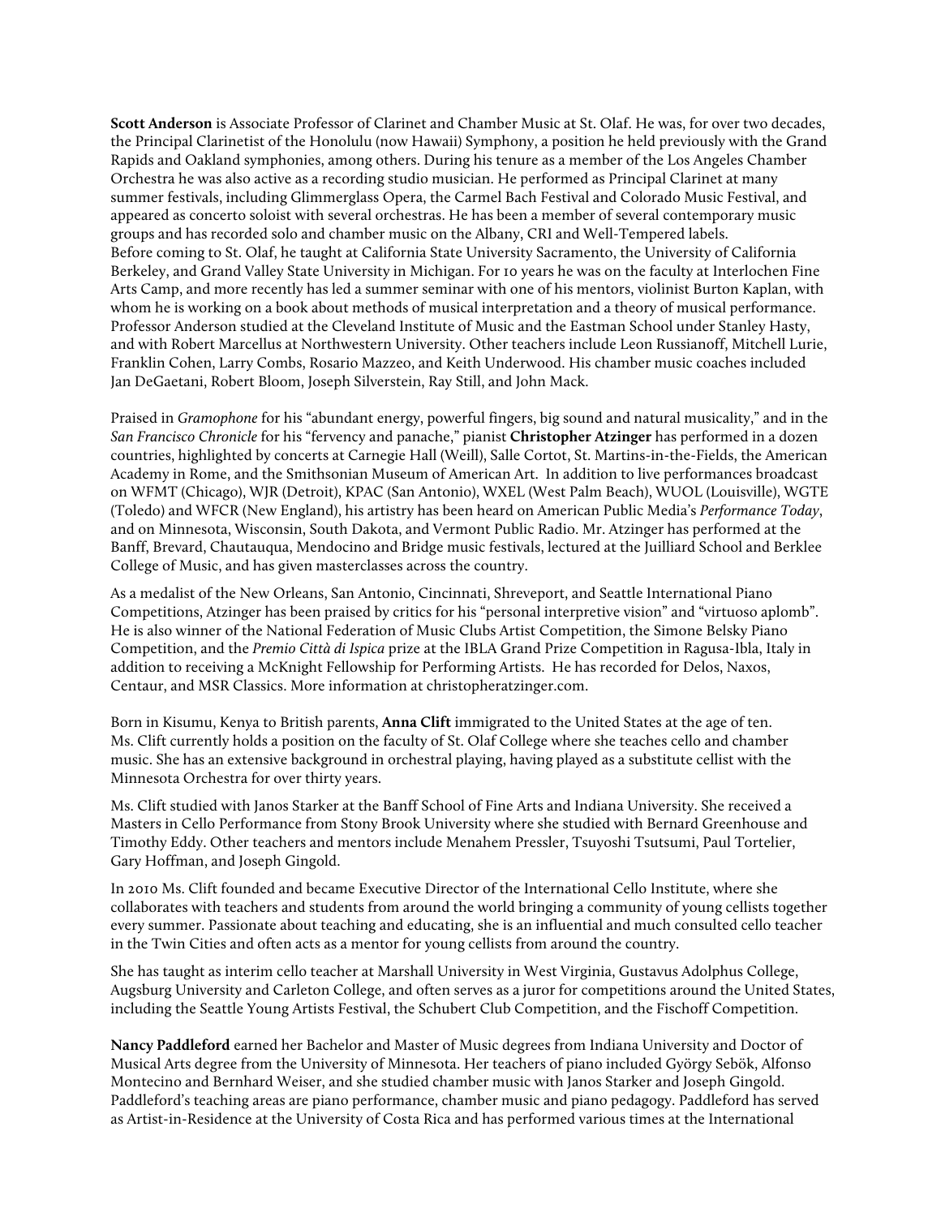**Scott Anderson** is Associate Professor of Clarinet and Chamber Music at St. Olaf. He was, for over two decades, the Principal Clarinetist of the Honolulu (now Hawaii) Symphony, a position he held previously with the Grand Rapids and Oakland symphonies, among others. During his tenure as a member of the Los Angeles Chamber Orchestra he was also active as a recording studio musician. He performed as Principal Clarinet at many summer festivals, including Glimmerglass Opera, the Carmel Bach Festival and Colorado Music Festival, and appeared as concerto soloist with several orchestras. He has been a member of several contemporary music groups and has recorded solo and chamber music on the Albany, CRI and Well-Tempered labels.
Before coming to St. Olaf, he taught at California State University Sacramento, the University of California Berkeley, and Grand Valley State University in Michigan. For 10 years he was on the faculty at Interlochen Fine Arts Camp, and more recently has led a summer seminar with one of his mentors, violinist Burton Kaplan, with whom he is working on a book about methods of musical interpretation and a theory of musical performance. Professor Anderson studied at the Cleveland Institute of Music and the Eastman School under Stanley Hasty, and with Robert Marcellus at Northwestern University. Other teachers include Leon Russianoff, Mitchell Lurie, Franklin Cohen, Larry Combs, Rosario Mazzeo, and Keith Underwood. His chamber music coaches included Jan DeGaetani, Robert Bloom, Joseph Silverstein, Ray Still, and John Mack.

Praised in *Gramophone* for his "abundant energy, powerful fingers, big sound and natural musicality," and in the *San Francisco Chronicle* for his "fervency and panache," pianist **Christopher Atzinger** has performed in a dozen countries, highlighted by concerts at Carnegie Hall (Weill), Salle Cortot, St. Martins-in-the-Fields, the American Academy in Rome, and the Smithsonian Museum of American Art. In addition to live performances broadcast on WFMT (Chicago), WJR (Detroit), KPAC (San Antonio), WXEL (West Palm Beach), WUOL (Louisville), WGTE (Toledo) and WFCR (New England), his artistry has been heard on American Public Media's *Performance Today*, and on Minnesota, Wisconsin, South Dakota, and Vermont Public Radio. Mr. Atzinger has performed at the Banff, Brevard, Chautauqua, Mendocino and Bridge music festivals, lectured at the Juilliard School and Berklee College of Music, and has given masterclasses across the country.

As a medalist of the New Orleans, San Antonio, Cincinnati, Shreveport, and Seattle International Piano Competitions, Atzinger has been praised by critics for his "personal interpretive vision" and "virtuoso aplomb". He is also winner of the National Federation of Music Clubs Artist Competition, the Simone Belsky Piano Competition, and the *Premio Città di Ispica* prize at the IBLA Grand Prize Competition in Ragusa-Ibla, Italy in addition to receiving a McKnight Fellowship for Performing Artists. He has recorded for Delos, Naxos, Centaur, and MSR Classics. More information at christopheratzinger.com.

Born in Kisumu, Kenya to British parents, **Anna Clift** immigrated to the United States at the age of ten. Ms. Clift currently holds a position on the faculty of St. Olaf College where she teaches cello and chamber music. She has an extensive background in orchestral playing, having played as a substitute cellist with the Minnesota Orchestra for over thirty years.

Ms. Clift studied with Janos Starker at the Banff School of Fine Arts and Indiana University. She received a Masters in Cello Performance from Stony Brook University where she studied with Bernard Greenhouse and Timothy Eddy. Other teachers and mentors include Menahem Pressler, Tsuyoshi Tsutsumi, Paul Tortelier, Gary Hoffman, and Joseph Gingold.

In 2010 Ms. Clift founded and became Executive Director of the International Cello Institute, where she collaborates with teachers and students from around the world bringing a community of young cellists together every summer. Passionate about teaching and educating, she is an influential and much consulted cello teacher in the Twin Cities and often acts as a mentor for young cellists from around the country.

She has taught as interim cello teacher at Marshall University in West Virginia, Gustavus Adolphus College, Augsburg University and Carleton College, and often serves as a juror for competitions around the United States, including the Seattle Young Artists Festival, the Schubert Club Competition, and the Fischoff Competition.

**Nancy Paddleford** earned her Bachelor and Master of Music degrees from Indiana University and Doctor of Musical Arts degree from the University of Minnesota. Her teachers of piano included György Sebök, Alfonso Montecino and Bernhard Weiser, and she studied chamber music with Janos Starker and Joseph Gingold. Paddleford's teaching areas are piano performance, chamber music and piano pedagogy. Paddleford has served as Artist-in-Residence at the University of Costa Rica and has performed various times at the International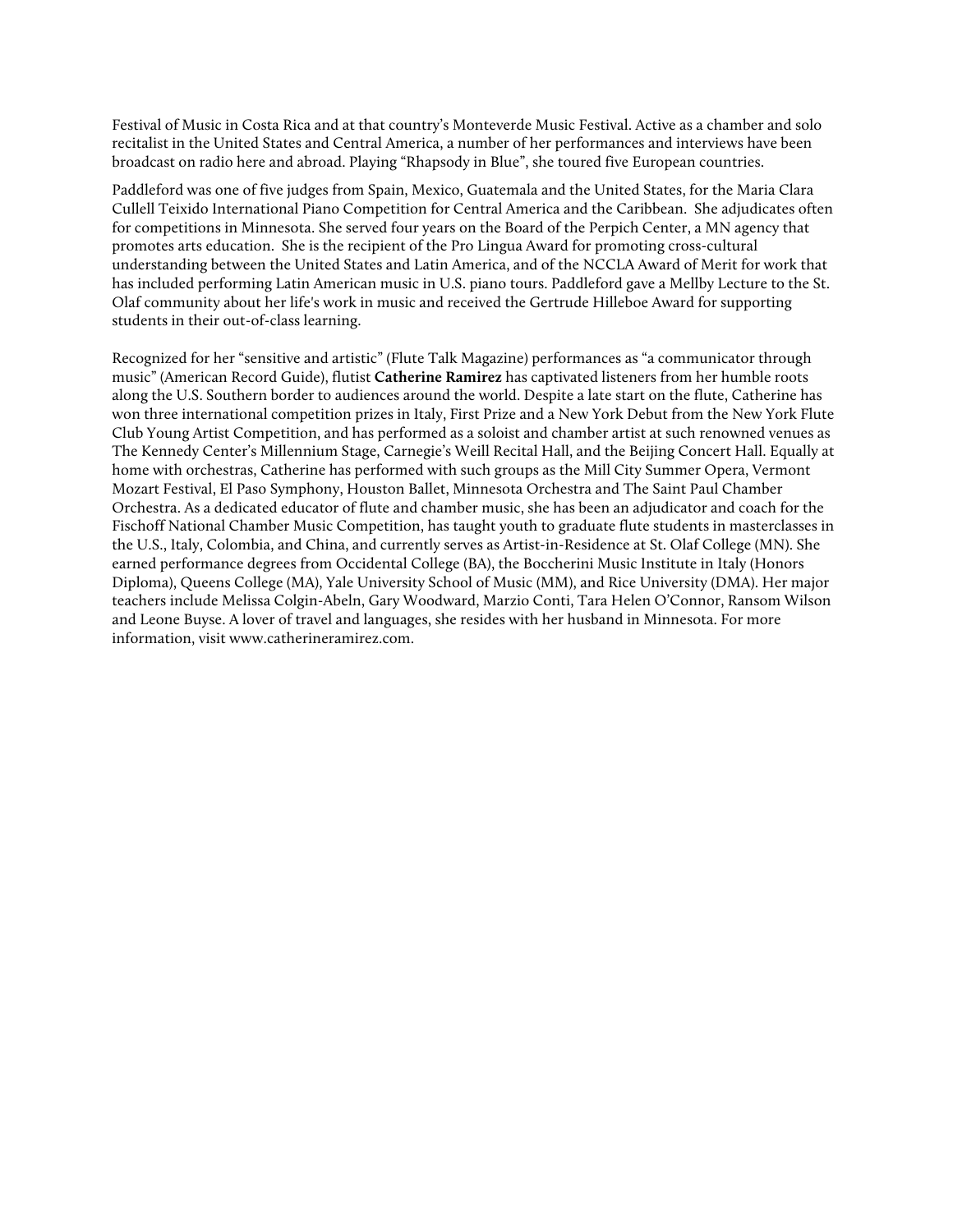Festival of Music in Costa Rica and at that country's Monteverde Music Festival. Active as a chamber and solo recitalist in the United States and Central America, a number of her performances and interviews have been broadcast on radio here and abroad. Playing "Rhapsody in Blue", she toured five European countries.

Paddleford was one of five judges from Spain, Mexico, Guatemala and the United States, for the Maria Clara Cullell Teixido International Piano Competition for Central America and the Caribbean. She adjudicates often for competitions in Minnesota. She served four years on the Board of the Perpich Center, a MN agency that promotes arts education. She is the recipient of the Pro Lingua Award for promoting cross-cultural understanding between the United States and Latin America, and of the NCCLA Award of Merit for work that has included performing Latin American music in U.S. piano tours. Paddleford gave a Mellby Lecture to the St. Olaf community about her life's work in music and received the Gertrude Hilleboe Award for supporting students in their out-of-class learning.

Recognized for her "sensitive and artistic" (Flute Talk Magazine) performances as "a communicator through music" (American Record Guide), flutist **Catherine Ramirez** has captivated listeners from her humble roots along the U.S. Southern border to audiences around the world. Despite a late start on the flute, Catherine has won three international competition prizes in Italy, First Prize and a New York Debut from the New York Flute Club Young Artist Competition, and has performed as a soloist and chamber artist at such renowned venues as The Kennedy Center's Millennium Stage, Carnegie's Weill Recital Hall, and the Beijing Concert Hall. Equally at home with orchestras, Catherine has performed with such groups as the Mill City Summer Opera, Vermont Mozart Festival, El Paso Symphony, Houston Ballet, Minnesota Orchestra and The Saint Paul Chamber Orchestra. As a dedicated educator of flute and chamber music, she has been an adjudicator and coach for the Fischoff National Chamber Music Competition, has taught youth to graduate flute students in masterclasses in the U.S., Italy, Colombia, and China, and currently serves as Artist-in-Residence at St. Olaf College (MN). She earned performance degrees from Occidental College (BA), the Boccherini Music Institute in Italy (Honors Diploma), Queens College (MA), Yale University School of Music (MM), and Rice University (DMA). Her major teachers include Melissa Colgin-Abeln, Gary Woodward, Marzio Conti, Tara Helen O'Connor, Ransom Wilson and Leone Buyse. A lover of travel and languages, she resides with her husband in Minnesota. For more information, visit www.catherineramirez.com.